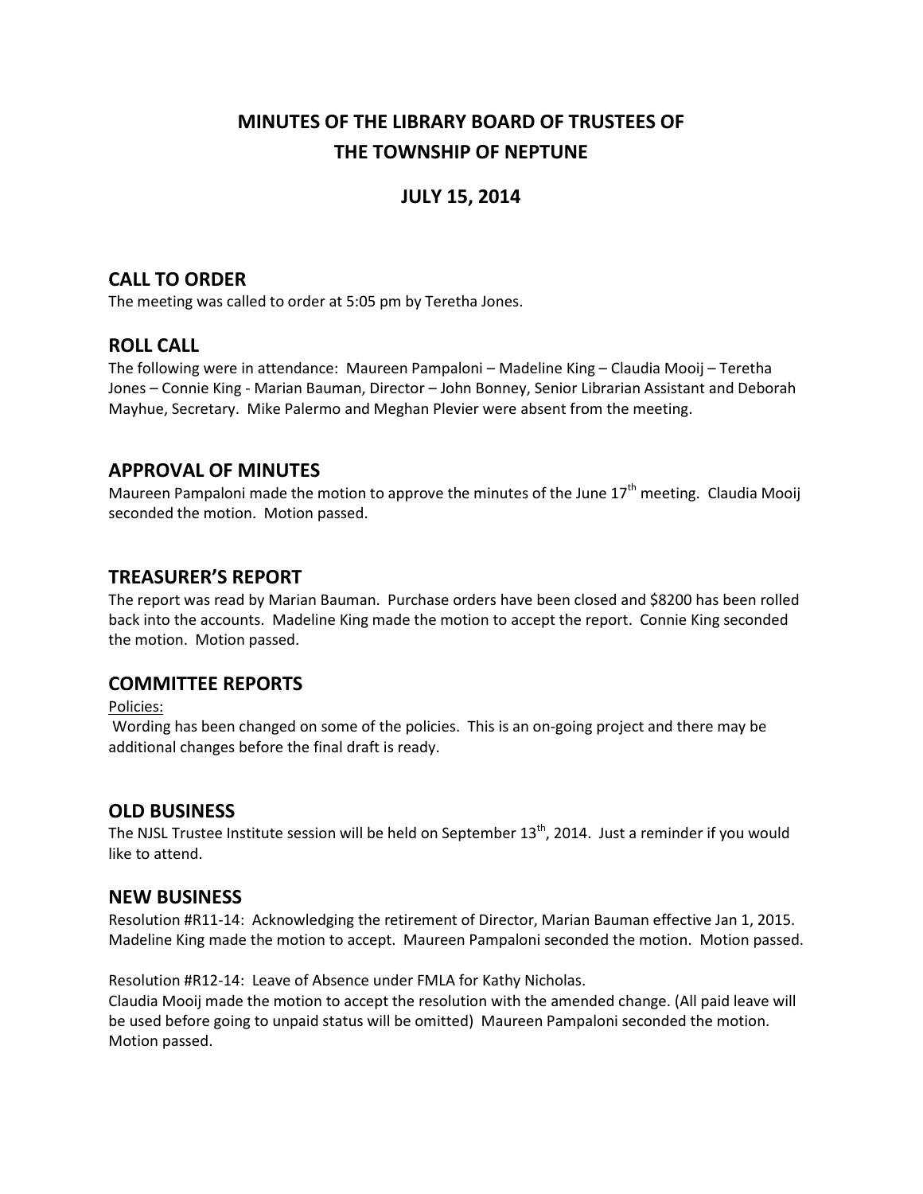# MINUTES OF THE LIBRARY BOARD OF TRUSTEES OF THE TOWNSHIP OF NEPTUNE

## JULY 15, 2014

## CALL TO ORDER

The meeting was called to order at 5:05 pm by Teretha Jones.

## ROLL CALL

The following were in attendance: Maureen Pampaloni – Madeline King – Claudia Mooij – Teretha Jones – Connie King - Marian Bauman, Director – John Bonney, Senior Librarian Assistant and Deborah Mayhue, Secretary. Mike Palermo and Meghan Plevier were absent from the meeting.

## APPROVAL OF MINUTES

Maureen Pampaloni made the motion to approve the minutes of the June 17th meeting. Claudia Mooij seconded the motion. Motion passed.

## TREASURER'S REPORT

The report was read by Marian Bauman. Purchase orders have been closed and $8200 has been rolled back into the accounts. Madeline King made the motion to accept the report. Connie King seconded the motion. Motion passed.

## COMMITTEE REPORTS

Policies:

Wording has been changed on some of the policies. This is an on-going project and there may be additional changes before the final draft is ready.

## OLD BUSINESS

The NJSL Trustee Institute session will be held on September 13th, 2014. Just a reminder if you would like to attend.

## NEW BUSINESS

Resolution #R11-14: Acknowledging the retirement of Director, Marian Bauman effective Jan 1, 2015. Madeline King made the motion to accept. Maureen Pampaloni seconded the motion. Motion passed.

Resolution #R12-14: Leave of Absence under FMLA for Kathy Nicholas.
Claudia Mooij made the motion to accept the resolution with the amended change. (All paid leave will be used before going to unpaid status will be omitted) Maureen Pampaloni seconded the motion. Motion passed.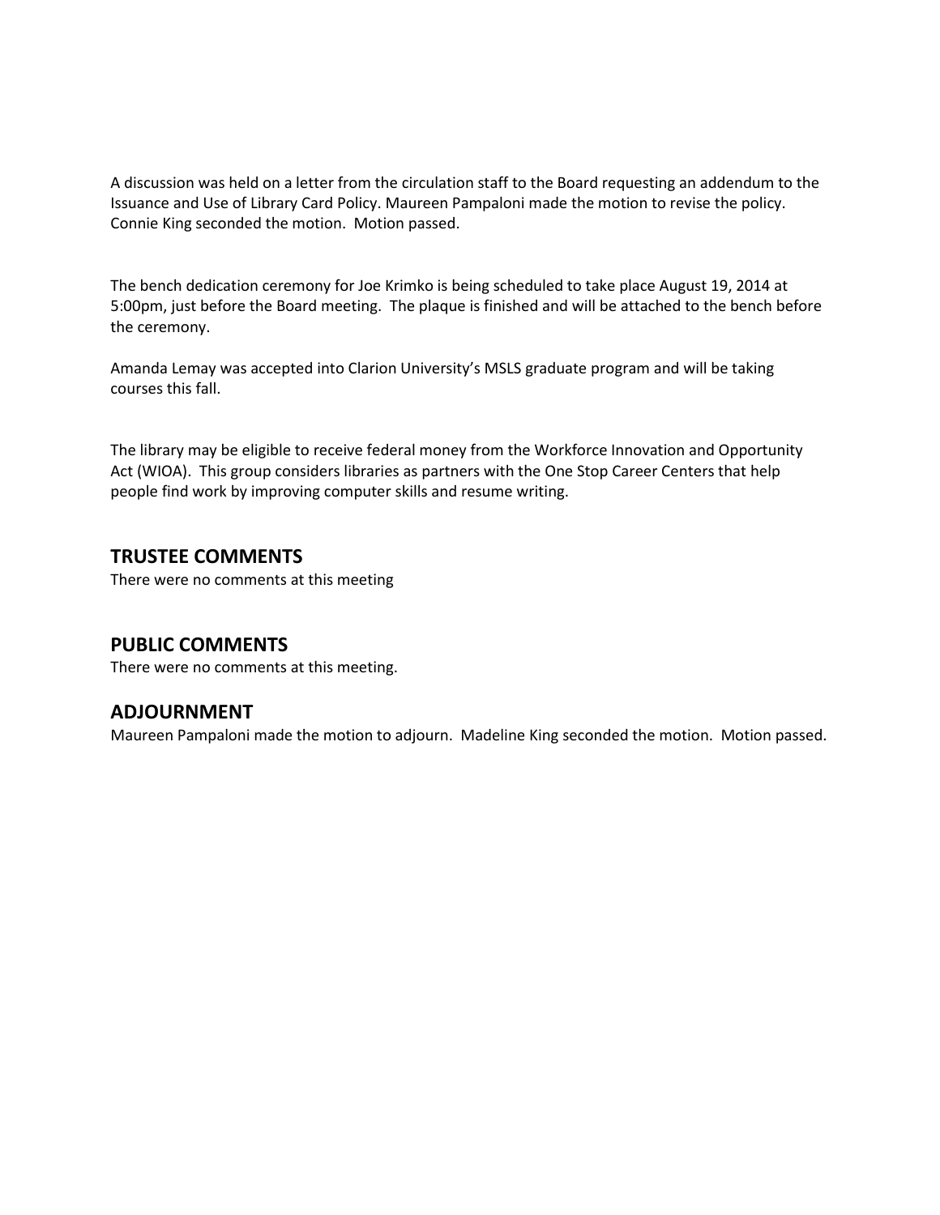A discussion was held on a letter from the circulation staff to the Board requesting an addendum to the Issuance and Use of Library Card Policy. Maureen Pampaloni made the motion to revise the policy. Connie King seconded the motion. Motion passed.

The bench dedication ceremony for Joe Krimko is being scheduled to take place August 19, 2014 at 5:00pm, just before the Board meeting. The plaque is finished and will be attached to the bench before the ceremony.

Amanda Lemay was accepted into Clarion University's MSLS graduate program and will be taking courses this fall.

The library may be eligible to receive federal money from the Workforce Innovation and Opportunity Act (WIOA). This group considers libraries as partners with the One Stop Career Centers that help people find work by improving computer skills and resume writing.

## TRUSTEE COMMENTS

There were no comments at this meeting

## PUBLIC COMMENTS

There were no comments at this meeting.

## ADJOURNMENT

Maureen Pampaloni made the motion to adjourn. Madeline King seconded the motion. Motion passed.